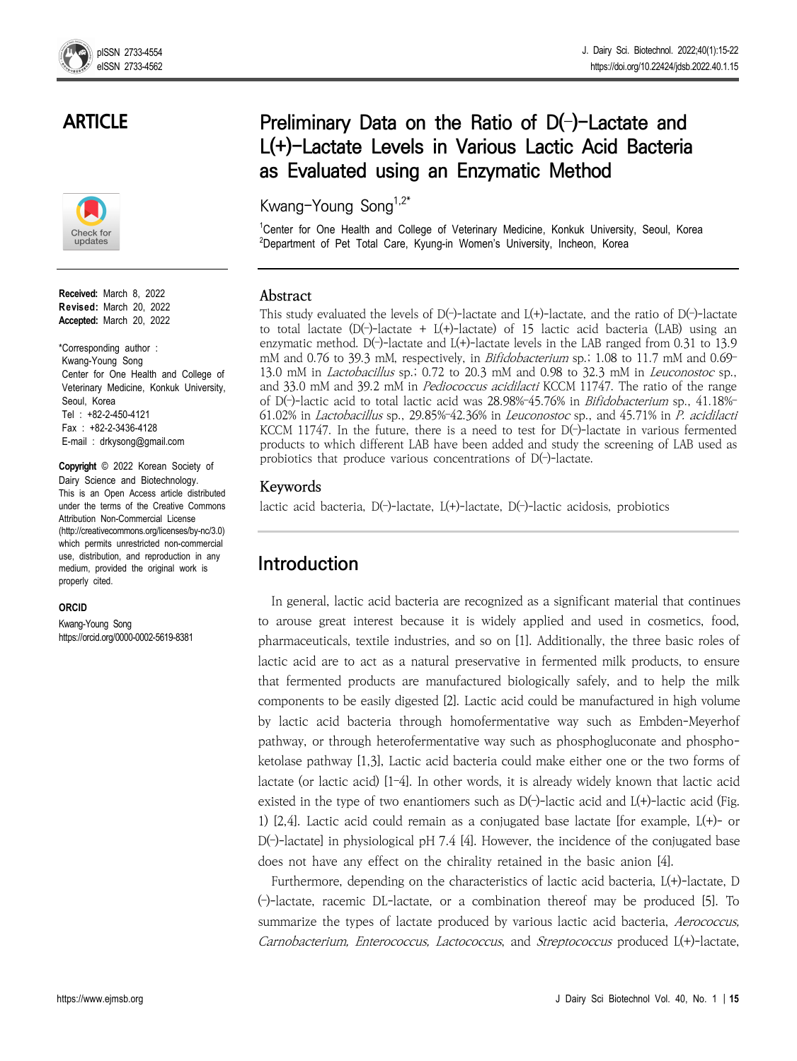ARTICLE

# Preliminary Data on the Ratio of D(−)-Lactate and L(+)-Lactate Levels in Various Lactic Acid Bacteria as Evaluated using an Enzymatic Method

Kwang-Young Song[1,2*]

[1]Center for One Health and College of Veterinary Medicine, Konkuk University, Seoul, Korea
[2]Department of Pet Total Care, Kyung-in Women's University, Incheon, Korea

**Received:** March 8, 2022
**Revised:** March 20, 2022
**Accepted:** March 20, 2022

*Corresponding author :
Kwang-Young Song
Center for One Health and College of Veterinary Medicine, Konkuk University, Seoul, Korea
Tel : +82-2-450-4121
Fax : +82-2-3436-4128
E-mail : drkysong@gmail.com

**Copyright** © 2022 Korean Society of Dairy Science and Biotechnology. This is an Open Access article distributed under the terms of the Creative Commons Attribution Non-Commercial License (http://creativecommons.org/licenses/by-nc/3.0) which permits unrestricted non-commercial use, distribution, and reproduction in any medium, provided the original work is properly cited.

**ORCID**
Kwang-Young Song
https://orcid.org/0000-0002-5619-8381

## Abstract

This study evaluated the levels of D(−)-lactate and L(+)-lactate, and the ratio of D(−)-lactate to total lactate (D(−)-lactate + L(+)-lactate) of 15 lactic acid bacteria (LAB) using an enzymatic method. D(−)-lactate and L(+)-lactate levels in the LAB ranged from 0.31 to 13.9 mM and 0.76 to 39.3 mM, respectively, in *Bifidobacterium* sp.; 1.08 to 11.7 mM and 0.69–13.0 mM in *Lactobacillus* sp.; 0.72 to 20.3 mM and 0.98 to 32.3 mM in *Leuconostoc* sp., and 33.0 mM and 39.2 mM in *Pediococcus acidilacti* KCCM 11747. The ratio of the range of D(−)-lactic acid to total lactic acid was 28.98%–45.76% in *Bifidobacterium* sp., 41.18%–61.02% in *Lactobacillus* sp., 29.85%–42.36% in *Leuconostoc* sp., and 45.71% in *P. acidilacti* KCCM 11747. In the future, there is a need to test for D(−)-lactate in various fermented products to which different LAB have been added and study the screening of LAB used as probiotics that produce various concentrations of D(−)-lactate.

## Keywords

lactic acid bacteria, D(−)-lactate, L(+)-lactate, D(−)-lactic acidosis, probiotics

## Introduction

In general, lactic acid bacteria are recognized as a significant material that continues to arouse great interest because it is widely applied and used in cosmetics, food, pharmaceuticals, textile industries, and so on [1]. Additionally, the three basic roles of lactic acid are to act as a natural preservative in fermented milk products, to ensure that fermented products are manufactured biologically safely, and to help the milk components to be easily digested [2]. Lactic acid could be manufactured in high volume by lactic acid bacteria through homofermentative way such as Embden-Meyerhof pathway, or through heterofermentative way such as phosphogluconate and phosphoketolase pathway [1,3], Lactic acid bacteria could make either one or the two forms of lactate (or lactic acid) [1–4]. In other words, it is already widely known that lactic acid existed in the type of two enantiomers such as D(−)-lactic acid and L(+)-lactic acid (Fig. 1) [2,4]. Lactic acid could remain as a conjugated base lactate [for example, L(+)- or D(−)-lactate] in physiological pH 7.4 [4]. However, the incidence of the conjugated base does not have any effect on the chirality retained in the basic anion [4].

Furthermore, depending on the characteristics of lactic acid bacteria, L(+)-lactate, D(−)-lactate, racemic DL-lactate, or a combination thereof may be produced [5]. To summarize the types of lactate produced by various lactic acid bacteria, *Aerococcus, Carnobacterium, Enterococcus, Lactococcus*, and *Streptococcus* produced L(+)-lactate,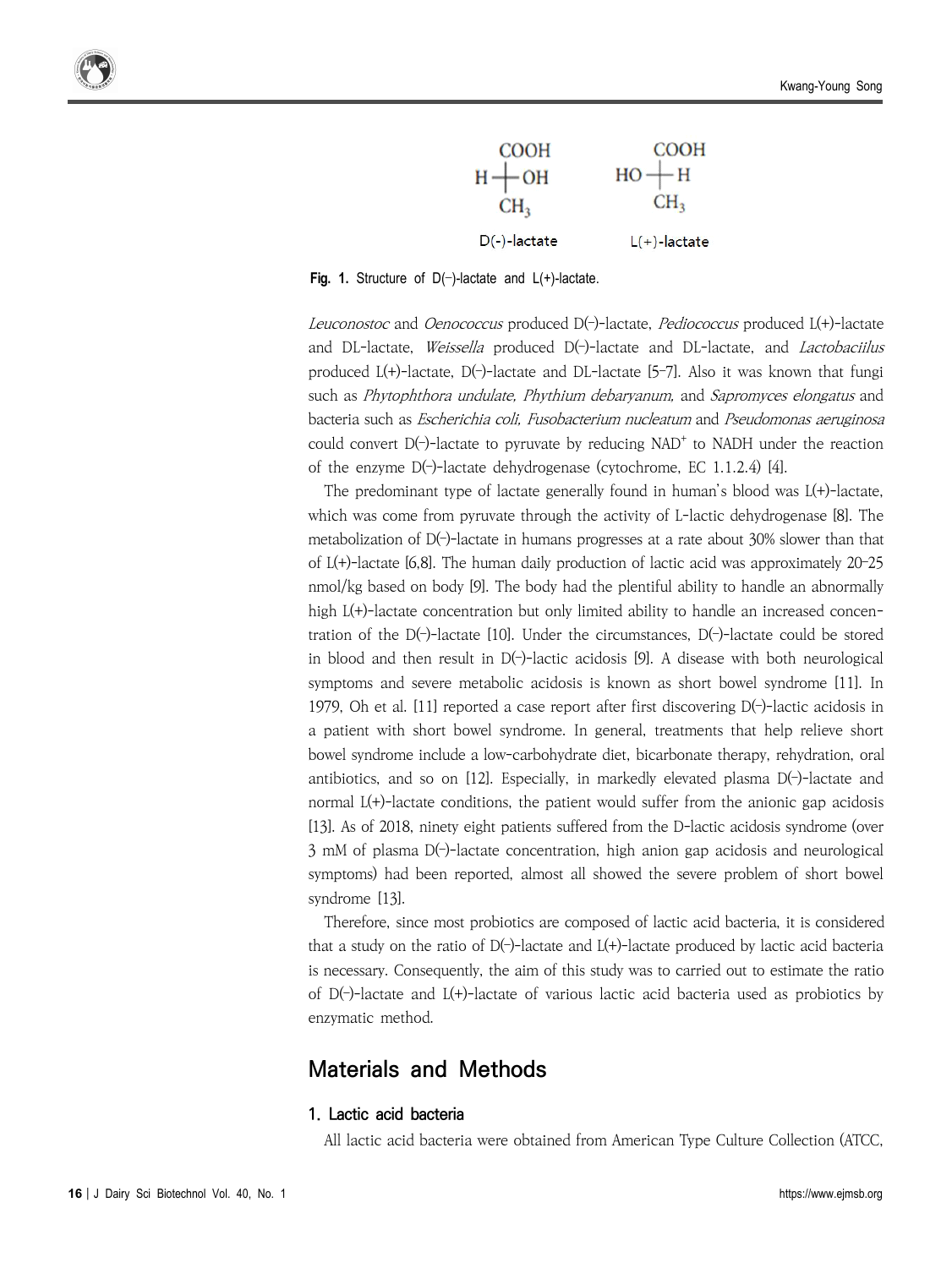Fig. 1. Structure of D(−)-lactate and L(+)-lactate.

*Leuconostoc* and *Oenococcus* produced D(−)-lactate, *Pediococcus* produced L(+)-lactate and DL-lactate, *Weissella* produced D(−)-lactate and DL-lactate, and *Lactobaciilus* produced L(+)-lactate, D(−)-lactate and DL-lactate [5–7]. Also it was known that fungi such as *Phytophthora undulate, Phythium debaryanum,* and *Sapromyces elongatus* and bacteria such as *Escherichia coli, Fusobacterium nucleatum* and *Pseudomonas aeruginosa* could convert D(−)-lactate to pyruvate by reducing $NAD^+$ to NADH under the reaction of the enzyme D(−)-lactate dehydrogenase (cytochrome, EC 1.1.2.4) [4].

The predominant type of lactate generally found in human's blood was L(+)-lactate, which was come from pyruvate through the activity of L-lactic dehydrogenase [8]. The metabolization of D(−)-lactate in humans progresses at a rate about 30% slower than that of L(+)-lactate [6,8]. The human daily production of lactic acid was approximately 20–25 nmol/kg based on body [9]. The body had the plentiful ability to handle an abnormally high L(+)-lactate concentration but only limited ability to handle an increased concentration of the D(−)-lactate [10]. Under the circumstances, D(−)-lactate could be stored in blood and then result in D(−)-lactic acidosis [9]. A disease with both neurological symptoms and severe metabolic acidosis is known as short bowel syndrome [11]. In 1979, Oh et al. [11] reported a case report after first discovering D(−)-lactic acidosis in a patient with short bowel syndrome. In general, treatments that help relieve short bowel syndrome include a low-carbohydrate diet, bicarbonate therapy, rehydration, oral antibiotics, and so on [12]. Especially, in markedly elevated plasma D(−)-lactate and normal L(+)-lactate conditions, the patient would suffer from the anionic gap acidosis [13]. As of 2018, ninety eight patients suffered from the D-lactic acidosis syndrome (over 3 mM of plasma D(−)-lactate concentration, high anion gap acidosis and neurological symptoms) had been reported, almost all showed the severe problem of short bowel syndrome [13].

Therefore, since most probiotics are composed of lactic acid bacteria, it is considered that a study on the ratio of D(−)-lactate and L(+)-lactate produced by lactic acid bacteria is necessary. Consequently, the aim of this study was to carried out to estimate the ratio of D(−)-lactate and L(+)-lactate of various lactic acid bacteria used as probiotics by enzymatic method.

## Materials and Methods

### 1. Lactic acid bacteria

All lactic acid bacteria were obtained from American Type Culture Collection (ATCC,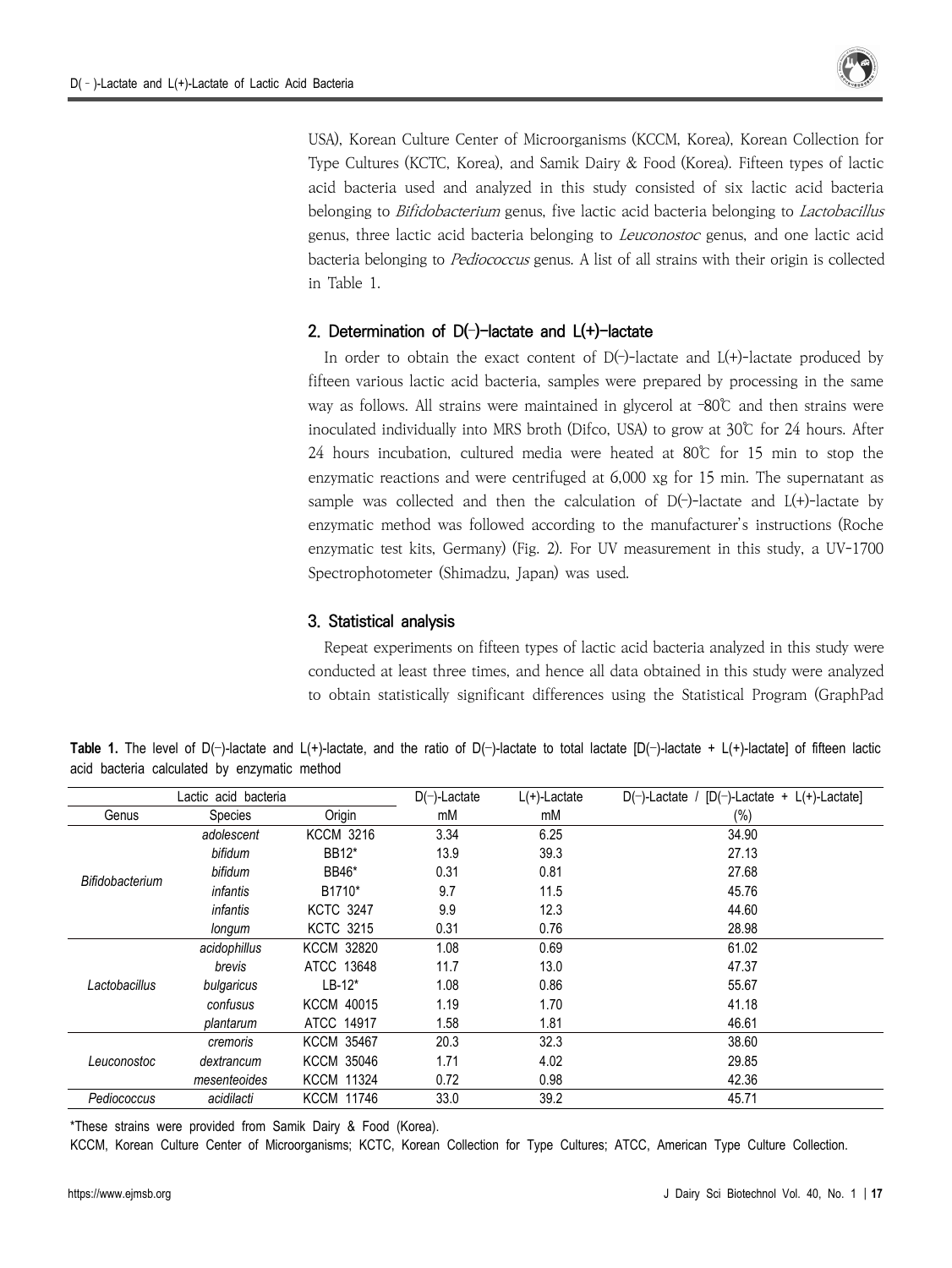USA), Korean Culture Center of Microorganisms (KCCM, Korea), Korean Collection for Type Cultures (KCTC, Korea), and Samik Dairy & Food (Korea). Fifteen types of lactic acid bacteria used and analyzed in this study consisted of six lactic acid bacteria belonging to *Bifidobacterium* genus, five lactic acid bacteria belonging to *Lactobacillus* genus, three lactic acid bacteria belonging to *Leuconostoc* genus, and one lactic acid bacteria belonging to *Pediococcus* genus. A list of all strains with their origin is collected in Table 1.

## 2. Determination of D(−)-lactate and L(+)-lactate

In order to obtain the exact content of D(−)-lactate and L(+)-lactate produced by fifteen various lactic acid bacteria, samples were prepared by processing in the same way as follows. All strains were maintained in glycerol at −80℃ and then strains were inoculated individually into MRS broth (Difco, USA) to grow at 30℃ for 24 hours. After 24 hours incubation, cultured media were heated at 80℃ for 15 min to stop the enzymatic reactions and were centrifuged at 6,000 xg for 15 min. The supernatant as sample was collected and then the calculation of D(−)-lactate and L(+)-lactate by enzymatic method was followed according to the manufacturer's instructions (Roche enzymatic test kits, Germany) (Fig. 2). For UV measurement in this study, a UV-1700 Spectrophotometer (Shimadzu, Japan) was used.

## 3. Statistical analysis

Repeat experiments on fifteen types of lactic acid bacteria analyzed in this study were conducted at least three times, and hence all data obtained in this study were analyzed to obtain statistically significant differences using the Statistical Program (GraphPad

**Table 1.** The level of D(−)-lactate and L(+)-lactate, and the ratio of D(−)-lactate to total lactate [D(−)-lactate + L(+)-lactate] of fifteen lactic acid bacteria calculated by enzymatic method

| Lactic acid bacteria | | | D(−)-Lactate | L(+)-Lactate | D(−)-Lactate / [D(−)-Lactate + L(+)-Lactate] |
|---|---|---|---|---|---|
| Genus | Species | Origin | mM | mM | (%) |
| *Bifidobacterium* | *adolescent* | KCCM 3216 | 3.34 | 6.25 | 34.90 |
| | *bifidum* | BB12* | 13.9 | 39.3 | 27.13 |
| | *bifidum* | BB46* | 0.31 | 0.81 | 27.68 |
| | *infantis* | B1710* | 9.7 | 11.5 | 45.76 |
| | *infantis* | KCTC 3247 | 9.9 | 12.3 | 44.60 |
| | *longum* | KCTC 3215 | 0.31 | 0.76 | 28.98 |
| *Lactobacillus* | *acidophillus* | KCCM 32820 | 1.08 | 0.69 | 61.02 |
| | *brevis* | ATCC 13648 | 11.7 | 13.0 | 47.37 |
| | *bulgaricus* | LB-12* | 1.08 | 0.86 | 55.67 |
| | *confusus* | KCCM 40015 | 1.19 | 1.70 | 41.18 |
| | *plantarum* | ATCC 14917 | 1.58 | 1.81 | 46.61 |
| *Leuconostoc* | *cremoris* | KCCM 35467 | 20.3 | 32.3 | 38.60 |
| | *dextrancum* | KCCM 35046 | 1.71 | 4.02 | 29.85 |
| | *mesenteoides* | KCCM 11324 | 0.72 | 0.98 | 42.36 |
| *Pediococcus* | *acidilacti* | KCCM 11746 | 33.0 | 39.2 | 45.71 |

*These strains were provided from Samik Dairy & Food (Korea).

KCCM, Korean Culture Center of Microorganisms; KCTC, Korean Collection for Type Cultures; ATCC, American Type Culture Collection.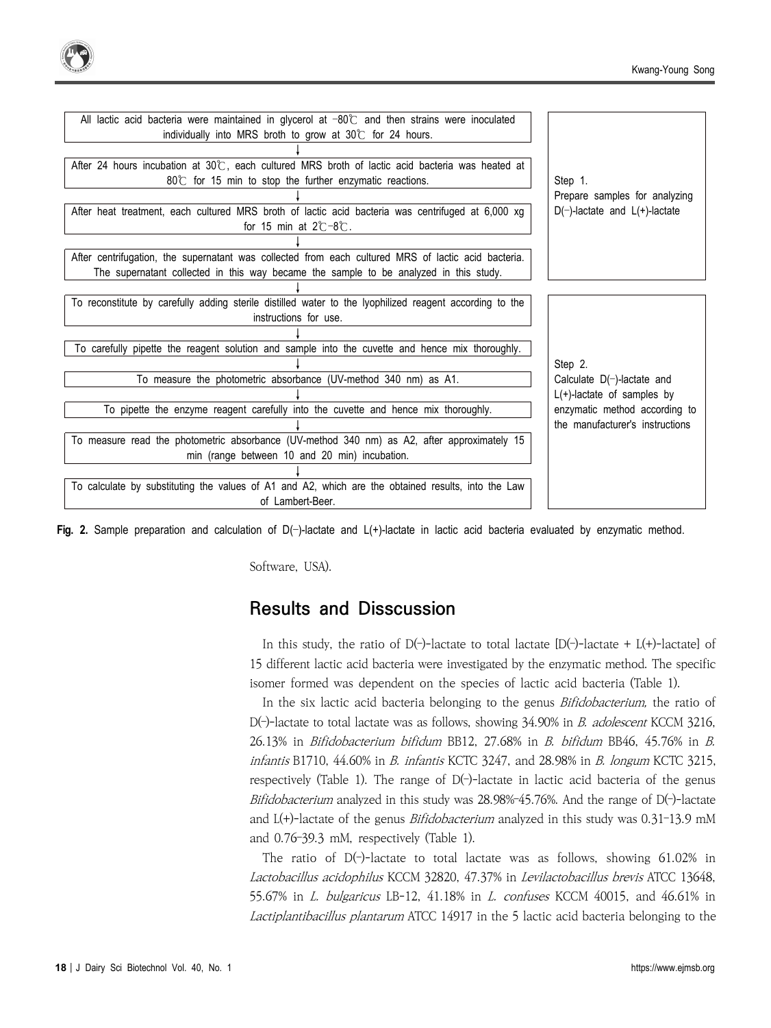| | |
|---|---|
| All lactic acid bacteria were maintained in glycerol at −80℃ and then strains were inoculated individually into MRS broth to grow at 30℃ for 24 hours. ↓ After 24 hours incubation at 30℃, each cultured MRS broth of lactic acid bacteria was heated at 80℃ for 15 min to stop the further enzymatic reactions. ↓ After heat treatment, each cultured MRS broth of lactic acid bacteria was centrifuged at 6,000 xg for 15 min at 2℃–8℃. ↓ After centrifugation, the supernatant was collected from each cultured MRS of lactic acid bacteria. The supernatant collected in this way became the sample to be analyzed in this study. | Step 1. Prepare samples for analyzing D(−)-lactate and L(+)-lactate |
| ↓ To reconstitute by carefully adding sterile distilled water to the lyophilized reagent according to the instructions for use. ↓ To carefully pipette the reagent solution and sample into the cuvette and hence mix thoroughly. ↓ To measure the photometric absorbance (UV-method 340 nm) as A1. ↓ To pipette the enzyme reagent carefully into the cuvette and hence mix thoroughly. ↓ To measure read the photometric absorbance (UV-method 340 nm) as A2, after approximately 15 min (range between 10 and 20 min) incubation. ↓ To calculate by substituting the values of A1 and A2, which are the obtained results, into the Law of Lambert-Beer. | Step 2. Calculate D(−)-lactate and L(+)-lactate of samples by enzymatic method according to the manufacturer's instructions |

**Fig. 2.** Sample preparation and calculation of D(−)-lactate and L(+)-lactate in lactic acid bacteria evaluated by enzymatic method.

Software, USA).

## Results and Disscussion

In this study, the ratio of D(−)-lactate to total lactate [D(−)-lactate + L(+)-lactate] of 15 different lactic acid bacteria were investigated by the enzymatic method. The specific isomer formed was dependent on the species of lactic acid bacteria (Table 1).

In the six lactic acid bacteria belonging to the genus *Bifidobacterium,* the ratio of D(−)-lactate to total lactate was as follows, showing 34.90% in *B. adolescent* KCCM 3216, 26.13% in *Bifidobacterium bifidum* BB12, 27.68% in *B. bifidum* BB46, 45.76% in *B. infantis* B1710, 44.60% in *B. infantis* KCTC 3247, and 28.98% in *B. longum* KCTC 3215, respectively (Table 1). The range of D(−)-lactate in lactic acid bacteria of the genus *Bifidobacterium* analyzed in this study was 28.98%–45.76%. And the range of D(−)-lactate and L(+)-lactate of the genus *Bifidobacterium* analyzed in this study was 0.31–13.9 mM and 0.76–39.3 mM, respectively (Table 1).

The ratio of D(−)-lactate to total lactate was as follows, showing 61.02% in *Lactobacillus acidophilus* KCCM 32820, 47.37% in *Levilactobacillus brevis* ATCC 13648, 55.67% in *L. bulgaricus* LB-12, 41.18% in *L. confuses* KCCM 40015, and 46.61% in *Lactiplantibacillus plantarum* ATCC 14917 in the 5 lactic acid bacteria belonging to the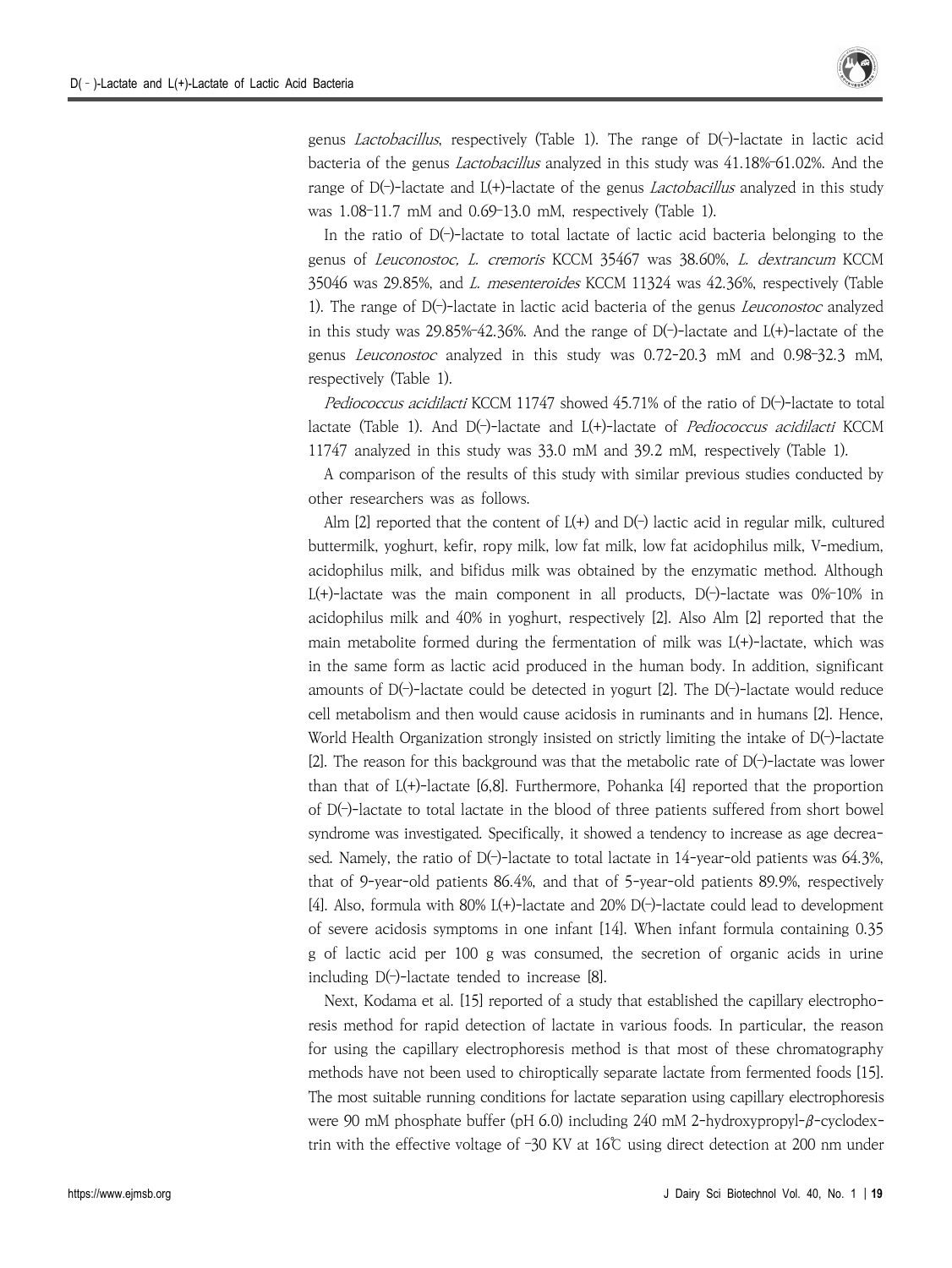genus *Lactobacillus*, respectively (Table 1). The range of D(–)-lactate in lactic acid bacteria of the genus *Lactobacillus* analyzed in this study was 41.18%–61.02%. And the range of D(–)-lactate and L(+)-lactate of the genus *Lactobacillus* analyzed in this study was 1.08–11.7 mM and 0.69–13.0 mM, respectively (Table 1).

In the ratio of D(–)-lactate to total lactate of lactic acid bacteria belonging to the genus of *Leuconostoc*, *L. cremoris* KCCM 35467 was 38.60%, *L. dextrancum* KCCM 35046 was 29.85%, and *L. mesenteroides* KCCM 11324 was 42.36%, respectively (Table 1). The range of D(–)-lactate in lactic acid bacteria of the genus *Leuconostoc* analyzed in this study was 29.85%–42.36%. And the range of D(–)-lactate and L(+)-lactate of the genus *Leuconostoc* analyzed in this study was 0.72–20.3 mM and 0.98–32.3 mM, respectively (Table 1).

*Pediococcus acidilacti* KCCM 11747 showed 45.71% of the ratio of D(–)-lactate to total lactate (Table 1). And D(–)-lactate and L(+)-lactate of *Pediococcus acidilacti* KCCM 11747 analyzed in this study was 33.0 mM and 39.2 mM, respectively (Table 1).

A comparison of the results of this study with similar previous studies conducted by other researchers was as follows.

Alm [2] reported that the content of L(+) and D(–) lactic acid in regular milk, cultured buttermilk, yoghurt, kefir, ropy milk, low fat milk, low fat acidophilus milk, V-medium, acidophilus milk, and bifidus milk was obtained by the enzymatic method. Although L(+)-lactate was the main component in all products, D(–)-lactate was 0%–10% in acidophilus milk and 40% in yoghurt, respectively [2]. Also Alm [2] reported that the main metabolite formed during the fermentation of milk was L(+)-lactate, which was in the same form as lactic acid produced in the human body. In addition, significant amounts of D(–)-lactate could be detected in yogurt [2]. The D(–)-lactate would reduce cell metabolism and then would cause acidosis in ruminants and in humans [2]. Hence, World Health Organization strongly insisted on strictly limiting the intake of D(–)-lactate [2]. The reason for this background was that the metabolic rate of D(–)-lactate was lower than that of L(+)-lactate [6,8]. Furthermore, Pohanka [4] reported that the proportion of D(–)-lactate to total lactate in the blood of three patients suffered from short bowel syndrome was investigated. Specifically, it showed a tendency to increase as age decreased. Namely, the ratio of D(–)-lactate to total lactate in 14-year-old patients was 64.3%, that of 9-year-old patients 86.4%, and that of 5-year-old patients 89.9%, respectively [4]. Also, formula with 80% L(+)-lactate and 20% D(–)-lactate could lead to development of severe acidosis symptoms in one infant [14]. When infant formula containing 0.35 g of lactic acid per 100 g was consumed, the secretion of organic acids in urine including D(–)-lactate tended to increase [8].

Next, Kodama et al. [15] reported of a study that established the capillary electrophoresis method for rapid detection of lactate in various foods. In particular, the reason for using the capillary electrophoresis method is that most of these chromatography methods have not been used to chiroptically separate lactate from fermented foods [15]. The most suitable running conditions for lactate separation using capillary electrophoresis were 90 mM phosphate buffer (pH 6.0) including 240 mM 2-hydroxypropyl-$\beta$-cyclodextrin with the effective voltage of –30 KV at 16℃ using direct detection at 200 nm under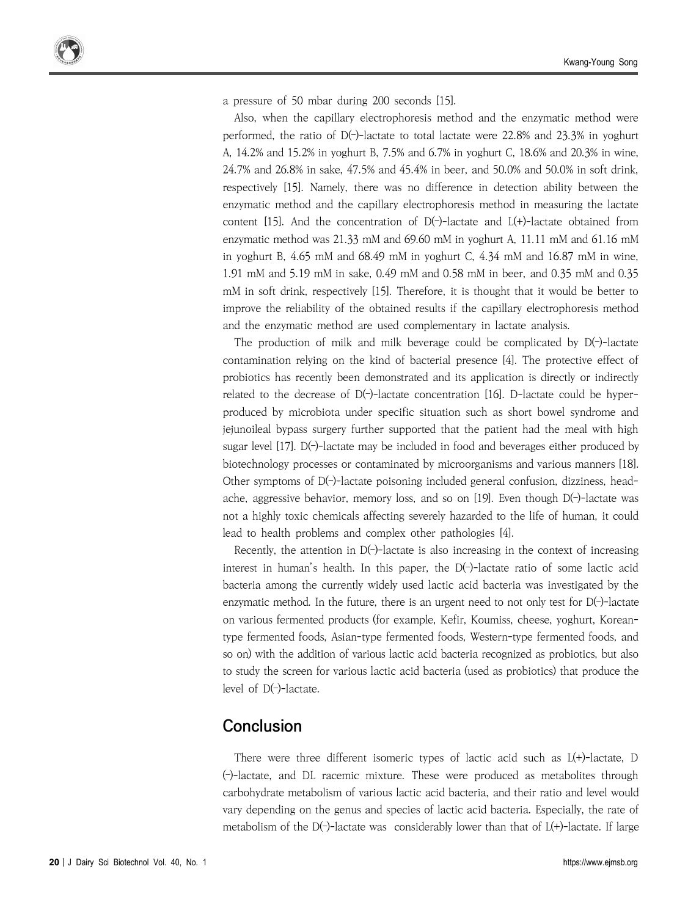a pressure of 50 mbar during 200 seconds [15].

Also, when the capillary electrophoresis method and the enzymatic method were performed, the ratio of D(−)-lactate to total lactate were 22.8% and 23.3% in yoghurt A, 14.2% and 15.2% in yoghurt B, 7.5% and 6.7% in yoghurt C, 18.6% and 20.3% in wine, 24.7% and 26.8% in sake, 47.5% and 45.4% in beer, and 50.0% and 50.0% in soft drink, respectively [15]. Namely, there was no difference in detection ability between the enzymatic method and the capillary electrophoresis method in measuring the lactate content [15]. And the concentration of D(−)-lactate and L(+)-lactate obtained from enzymatic method was 21.33 mM and 69.60 mM in yoghurt A, 11.11 mM and 61.16 mM in yoghurt B, 4.65 mM and 68.49 mM in yoghurt C, 4.34 mM and 16.87 mM in wine, 1.91 mM and 5.19 mM in sake, 0.49 mM and 0.58 mM in beer, and 0.35 mM and 0.35 mM in soft drink, respectively [15]. Therefore, it is thought that it would be better to improve the reliability of the obtained results if the capillary electrophoresis method and the enzymatic method are used complementary in lactate analysis.

The production of milk and milk beverage could be complicated by D(−)-lactate contamination relying on the kind of bacterial presence [4]. The protective effect of probiotics has recently been demonstrated and its application is directly or indirectly related to the decrease of D(−)-lactate concentration [16]. D-lactate could be hyper-produced by microbiota under specific situation such as short bowel syndrome and jejunoileal bypass surgery further supported that the patient had the meal with high sugar level [17]. D(−)-lactate may be included in food and beverages either produced by biotechnology processes or contaminated by microorganisms and various manners [18]. Other symptoms of D(−)-lactate poisoning included general confusion, dizziness, head-ache, aggressive behavior, memory loss, and so on [19]. Even though D(−)-lactate was not a highly toxic chemicals affecting severely hazarded to the life of human, it could lead to health problems and complex other pathologies [4].

Recently, the attention in D(−)-lactate is also increasing in the context of increasing interest in human's health. In this paper, the D(−)-lactate ratio of some lactic acid bacteria among the currently widely used lactic acid bacteria was investigated by the enzymatic method. In the future, there is an urgent need to not only test for D(−)-lactate on various fermented products (for example, Kefir, Koumiss, cheese, yoghurt, Korean-type fermented foods, Asian-type fermented foods, Western-type fermented foods, and so on) with the addition of various lactic acid bacteria recognized as probiotics, but also to study the screen for various lactic acid bacteria (used as probiotics) that produce the level of D(−)-lactate.

## Conclusion

There were three different isomeric types of lactic acid such as L(+)-lactate, D(−)-lactate, and DL racemic mixture. These were produced as metabolites through carbohydrate metabolism of various lactic acid bacteria, and their ratio and level would vary depending on the genus and species of lactic acid bacteria. Especially, the rate of metabolism of the D(−)-lactate was considerably lower than that of L(+)-lactate. If large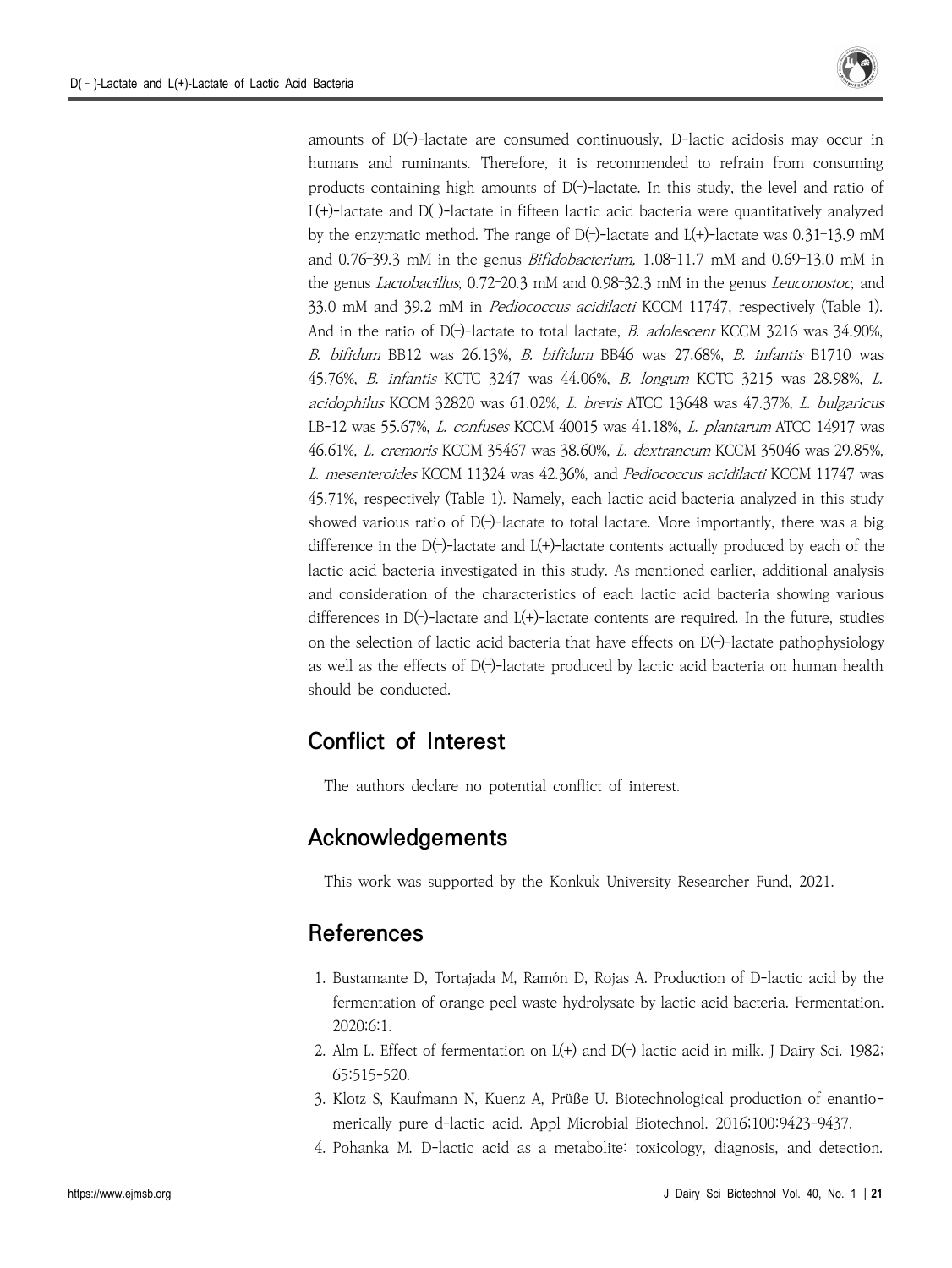amounts of D(–)-lactate are consumed continuously, D-lactic acidosis may occur in humans and ruminants. Therefore, it is recommended to refrain from consuming products containing high amounts of D(–)-lactate. In this study, the level and ratio of L(+)-lactate and D(–)-lactate in fifteen lactic acid bacteria were quantitatively analyzed by the enzymatic method. The range of D(–)-lactate and L(+)-lactate was 0.31–13.9 mM and 0.76–39.3 mM in the genus *Bifidobacterium,* 1.08–11.7 mM and 0.69–13.0 mM in the genus *Lactobacillus*, 0.72–20.3 mM and 0.98–32.3 mM in the genus *Leuconostoc*, and 33.0 mM and 39.2 mM in *Pediococcus acidilacti* KCCM 11747, respectively (Table 1). And in the ratio of D(–)-lactate to total lactate, *B. adolescent* KCCM 3216 was 34.90%, *B. bifidum* BB12 was 26.13%, *B. bifidum* BB46 was 27.68%, *B. infantis* B1710 was 45.76%, *B. infantis* KCTC 3247 was 44.06%, *B. longum* KCTC 3215 was 28.98%, *L. acidophilus* KCCM 32820 was 61.02%, *L. brevis* ATCC 13648 was 47.37%, *L. bulgaricus* LB-12 was 55.67%, *L. confuses* KCCM 40015 was 41.18%, *L. plantarum* ATCC 14917 was 46.61%, *L. cremoris* KCCM 35467 was 38.60%, *L. dextrancum* KCCM 35046 was 29.85%, *L. mesenteroides* KCCM 11324 was 42.36%, and *Pediococcus acidilacti* KCCM 11747 was 45.71%, respectively (Table 1). Namely, each lactic acid bacteria analyzed in this study showed various ratio of D(–)-lactate to total lactate. More importantly, there was a big difference in the D(–)-lactate and L(+)-lactate contents actually produced by each of the lactic acid bacteria investigated in this study. As mentioned earlier, additional analysis and consideration of the characteristics of each lactic acid bacteria showing various differences in D(–)-lactate and L(+)-lactate contents are required. In the future, studies on the selection of lactic acid bacteria that have effects on D(–)-lactate pathophysiology as well as the effects of D(–)-lactate produced by lactic acid bacteria on human health should be conducted.

## Conflict of Interest

The authors declare no potential conflict of interest.

## Acknowledgements

This work was supported by the Konkuk University Researcher Fund, 2021.

## References

1. Bustamante D, Tortajada M, Ramón D, Rojas A. Production of D-lactic acid by the fermentation of orange peel waste hydrolysate by lactic acid bacteria. Fermentation. 2020;6:1.
2. Alm L. Effect of fermentation on L(+) and D(–) lactic acid in milk. J Dairy Sci. 1982; 65:515-520.
3. Klotz S, Kaufmann N, Kuenz A, Prüße U. Biotechnological production of enantiomerically pure d-lactic acid. Appl Microbial Biotechnol. 2016;100:9423-9437.
4. Pohanka M. D-lactic acid as a metabolite: toxicology, diagnosis, and detection.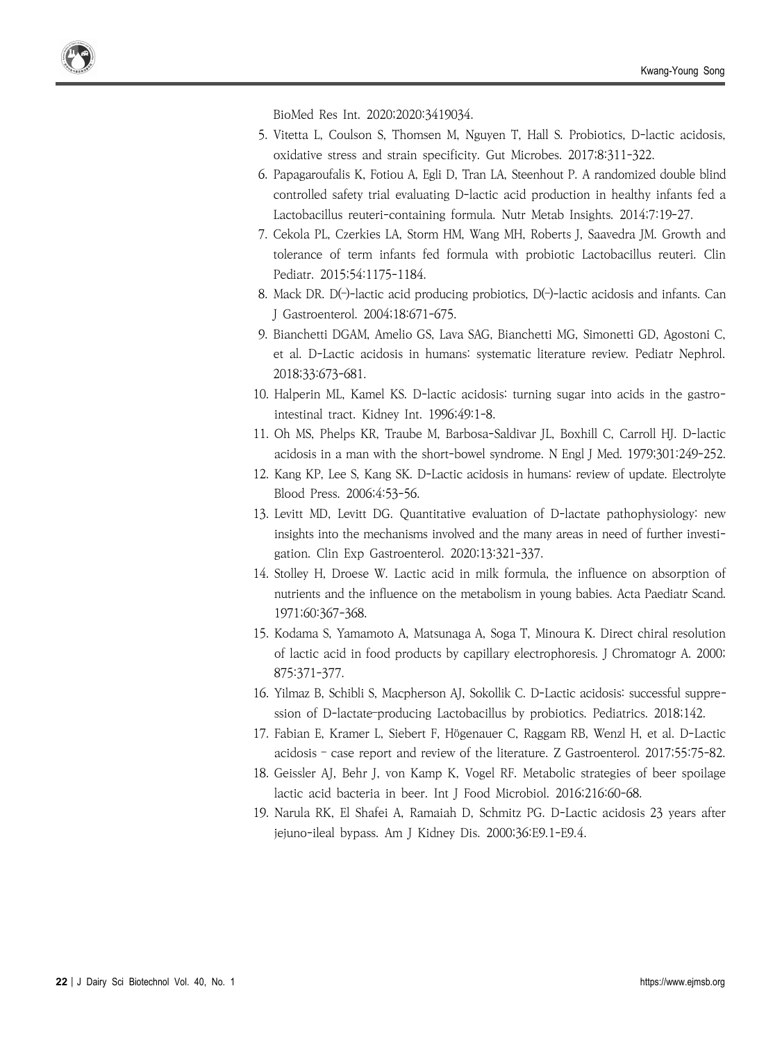BioMed Res Int. 2020;2020:3419034.

5. Vitetta L, Coulson S, Thomsen M, Nguyen T, Hall S. Probiotics, D-lactic acidosis, oxidative stress and strain specificity. Gut Microbes. 2017;8:311-322.
6. Papagaroufalis K, Fotiou A, Egli D, Tran LA, Steenhout P. A randomized double blind controlled safety trial evaluating D-lactic acid production in healthy infants fed a Lactobacillus reuteri-containing formula. Nutr Metab Insights. 2014;7:19-27.
7. Cekola PL, Czerkies LA, Storm HM, Wang MH, Roberts J, Saavedra JM. Growth and tolerance of term infants fed formula with probiotic Lactobacillus reuteri. Clin Pediatr. 2015;54:1175-1184.
8. Mack DR. D(-)-lactic acid producing probiotics, D(-)-lactic acidosis and infants. Can J Gastroenterol. 2004;18:671-675.
9. Bianchetti DGAM, Amelio GS, Lava SAG, Bianchetti MG, Simonetti GD, Agostoni C, et al. D-Lactic acidosis in humans: systematic literature review. Pediatr Nephrol. 2018;33:673-681.
10. Halperin ML, Kamel KS. D-lactic acidosis: turning sugar into acids in the gastrointestinal tract. Kidney Int. 1996;49:1-8.
11. Oh MS, Phelps KR, Traube M, Barbosa-Saldivar JL, Boxhill C, Carroll HJ. D-lactic acidosis in a man with the short-bowel syndrome. N Engl J Med. 1979;301:249-252.
12. Kang KP, Lee S, Kang SK. D-Lactic acidosis in humans: review of update. Electrolyte Blood Press. 2006;4:53-56.
13. Levitt MD, Levitt DG. Quantitative evaluation of D-lactate pathophysiology: new insights into the mechanisms involved and the many areas in need of further investigation. Clin Exp Gastroenterol. 2020;13:321-337.
14. Stolley H, Droese W. Lactic acid in milk formula, the influence on absorption of nutrients and the influence on the metabolism in young babies. Acta Paediatr Scand. 1971;60:367-368.
15. Kodama S, Yamamoto A, Matsunaga A, Soga T, Minoura K. Direct chiral resolution of lactic acid in food products by capillary electrophoresis. J Chromatogr A. 2000; 875:371-377.
16. Yilmaz B, Schibli S, Macpherson AJ, Sokollik C. D-Lactic acidosis: successful suppression of D-lactate–producing Lactobacillus by probiotics. Pediatrics. 2018;142.
17. Fabian E, Kramer L, Siebert F, Högenauer C, Raggam RB, Wenzl H, et al. D-Lactic acidosis - case report and review of the literature. Z Gastroenterol. 2017;55:75-82.
18. Geissler AJ, Behr J, von Kamp K, Vogel RF. Metabolic strategies of beer spoilage lactic acid bacteria in beer. Int J Food Microbiol. 2016;216:60-68.
19. Narula RK, El Shafei A, Ramaiah D, Schmitz PG. D-Lactic acidosis 23 years after jejuno-ileal bypass. Am J Kidney Dis. 2000;36:E9.1-E9.4.